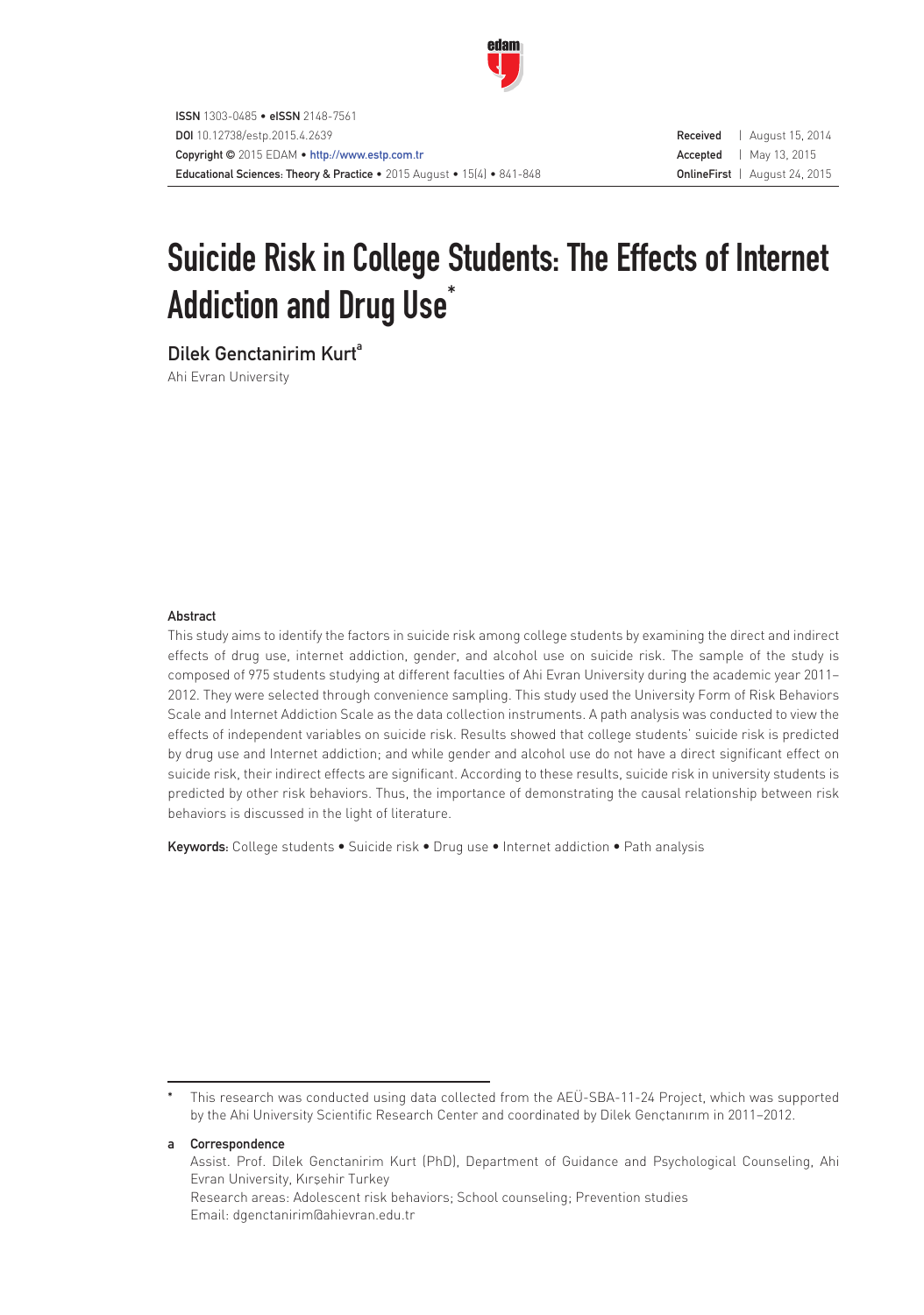ISSN 1303-0485 • eISSN 2148-7561
DOI 10.12738/estp.2015.4.2639
Copyright © 2015 EDAM • http://www.estp.com.tr
Educational Sciences: Theory & Practice • 2015 August • 15(4) • 841-848

Received | August 15, 2014
Accepted | May 13, 2015
OnlineFirst | August 24, 2015

# Suicide Risk in College Students: The Effects of Internet Addiction and Drug Use*

**Dilek Genctanirim Kurt[a]**
Ahi Evran University

**Abstract**

This study aims to identify the factors in suicide risk among college students by examining the direct and indirect effects of drug use, internet addiction, gender, and alcohol use on suicide risk. The sample of the study is composed of 975 students studying at different faculties of Ahi Evran University during the academic year 2011–2012. They were selected through convenience sampling. This study used the University Form of Risk Behaviors Scale and Internet Addiction Scale as the data collection instruments. A path analysis was conducted to view the effects of independent variables on suicide risk. Results showed that college students' suicide risk is predicted by drug use and Internet addiction; and while gender and alcohol use do not have a direct significant effect on suicide risk, their indirect effects are significant. According to these results, suicide risk in university students is predicted by other risk behaviors. Thus, the importance of demonstrating the causal relationship between risk behaviors is discussed in the light of literature.

**Keywords:** College students • Suicide risk • Drug use • Internet addiction • Path analysis

---

\* This research was conducted using data collected from the AEÜ-SBA-11-24 Project, which was supported by the Ahi University Scientific Research Center and coordinated by Dilek Gençtanırım in 2011–2012.

a **Correspondence**
Assist. Prof. Dilek Genctanirim Kurt (PhD), Department of Guidance and Psychological Counseling, Ahi Evran University, Kırşehir Turkey
Research areas: Adolescent risk behaviors; School counseling; Prevention studies
Email: dgenctanirim@ahievran.edu.tr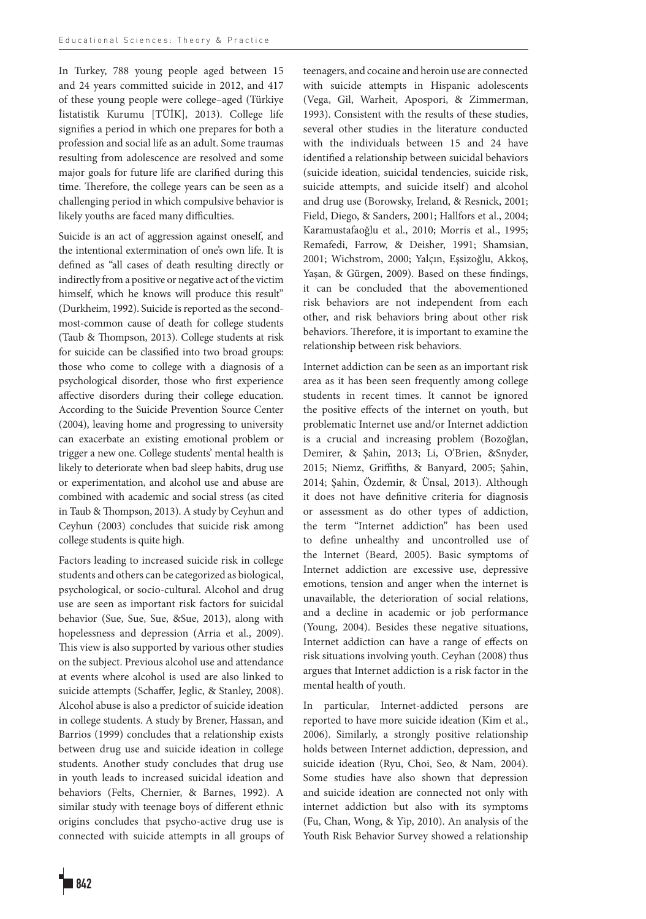In Turkey, 788 young people aged between 15 and 24 years committed suicide in 2012, and 417 of these young people were college–aged (Türkiye İstatistik Kurumu [TÜİK], 2013). College life signifies a period in which one prepares for both a profession and social life as an adult. Some traumas resulting from adolescence are resolved and some major goals for future life are clarified during this time. Therefore, the college years can be seen as a challenging period in which compulsive behavior is likely youths are faced many difficulties.

Suicide is an act of aggression against oneself, and the intentional extermination of one's own life. It is defined as "all cases of death resulting directly or indirectly from a positive or negative act of the victim himself, which he knows will produce this result" (Durkheim, 1992). Suicide is reported as the second-most-common cause of death for college students (Taub & Thompson, 2013). College students at risk for suicide can be classified into two broad groups: those who come to college with a diagnosis of a psychological disorder, those who first experience affective disorders during their college education. According to the Suicide Prevention Source Center (2004), leaving home and progressing to university can exacerbate an existing emotional problem or trigger a new one. College students' mental health is likely to deteriorate when bad sleep habits, drug use or experimentation, and alcohol use and abuse are combined with academic and social stress (as cited in Taub & Thompson, 2013). A study by Ceyhun and Ceyhun (2003) concludes that suicide risk among college students is quite high.

Factors leading to increased suicide risk in college students and others can be categorized as biological, psychological, or socio-cultural. Alcohol and drug use are seen as important risk factors for suicidal behavior (Sue, Sue, Sue, &Sue, 2013), along with hopelessness and depression (Arria et al., 2009). This view is also supported by various other studies on the subject. Previous alcohol use and attendance at events where alcohol is used are also linked to suicide attempts (Schaffer, Jeglic, & Stanley, 2008). Alcohol abuse is also a predictor of suicide ideation in college students. A study by Brener, Hassan, and Barrios (1999) concludes that a relationship exists between drug use and suicide ideation in college students. Another study concludes that drug use in youth leads to increased suicidal ideation and behaviors (Felts, Chernier, & Barnes, 1992). A similar study with teenage boys of different ethnic origins concludes that psycho-active drug use is connected with suicide attempts in all groups of teenagers, and cocaine and heroin use are connected with suicide attempts in Hispanic adolescents (Vega, Gil, Warheit, Apospori, & Zimmerman, 1993). Consistent with the results of these studies, several other studies in the literature conducted with the individuals between 15 and 24 have identified a relationship between suicidal behaviors (suicide ideation, suicidal tendencies, suicide risk, suicide attempts, and suicide itself) and alcohol and drug use (Borowsky, Ireland, & Resnick, 2001; Field, Diego, & Sanders, 2001; Hallfors et al., 2004; Karamustafaoğlu et al., 2010; Morris et al., 1995; Remafedi, Farrow, & Deisher, 1991; Shamsian, 2001; Wichstrom, 2000; Yalçın, Eşsizoğlu, Akkoş, Yaşan, & Gürgen, 2009). Based on these findings, it can be concluded that the abovementioned risk behaviors are not independent from each other, and risk behaviors bring about other risk behaviors. Therefore, it is important to examine the relationship between risk behaviors.

Internet addiction can be seen as an important risk area as it has been seen frequently among college students in recent times. It cannot be ignored the positive effects of the internet on youth, but problematic Internet use and/or Internet addiction is a crucial and increasing problem (Bozoğlan, Demirer, & Şahin, 2013; Li, O'Brien, &Snyder, 2015; Niemz, Griffiths, & Banyard, 2005; Şahin, 2014; Şahin, Özdemir, & Ünsal, 2013). Although it does not have definitive criteria for diagnosis or assessment as do other types of addiction, the term "Internet addiction" has been used to define unhealthy and uncontrolled use of the Internet (Beard, 2005). Basic symptoms of Internet addiction are excessive use, depressive emotions, tension and anger when the internet is unavailable, the deterioration of social relations, and a decline in academic or job performance (Young, 2004). Besides these negative situations, Internet addiction can have a range of effects on risk situations involving youth. Ceyhan (2008) thus argues that Internet addiction is a risk factor in the mental health of youth.

In particular, Internet-addicted persons are reported to have more suicide ideation (Kim et al., 2006). Similarly, a strongly positive relationship holds between Internet addiction, depression, and suicide ideation (Ryu, Choi, Seo, & Nam, 2004). Some studies have also shown that depression and suicide ideation are connected not only with internet addiction but also with its symptoms (Fu, Chan, Wong, & Yip, 2010). An analysis of the Youth Risk Behavior Survey showed a relationship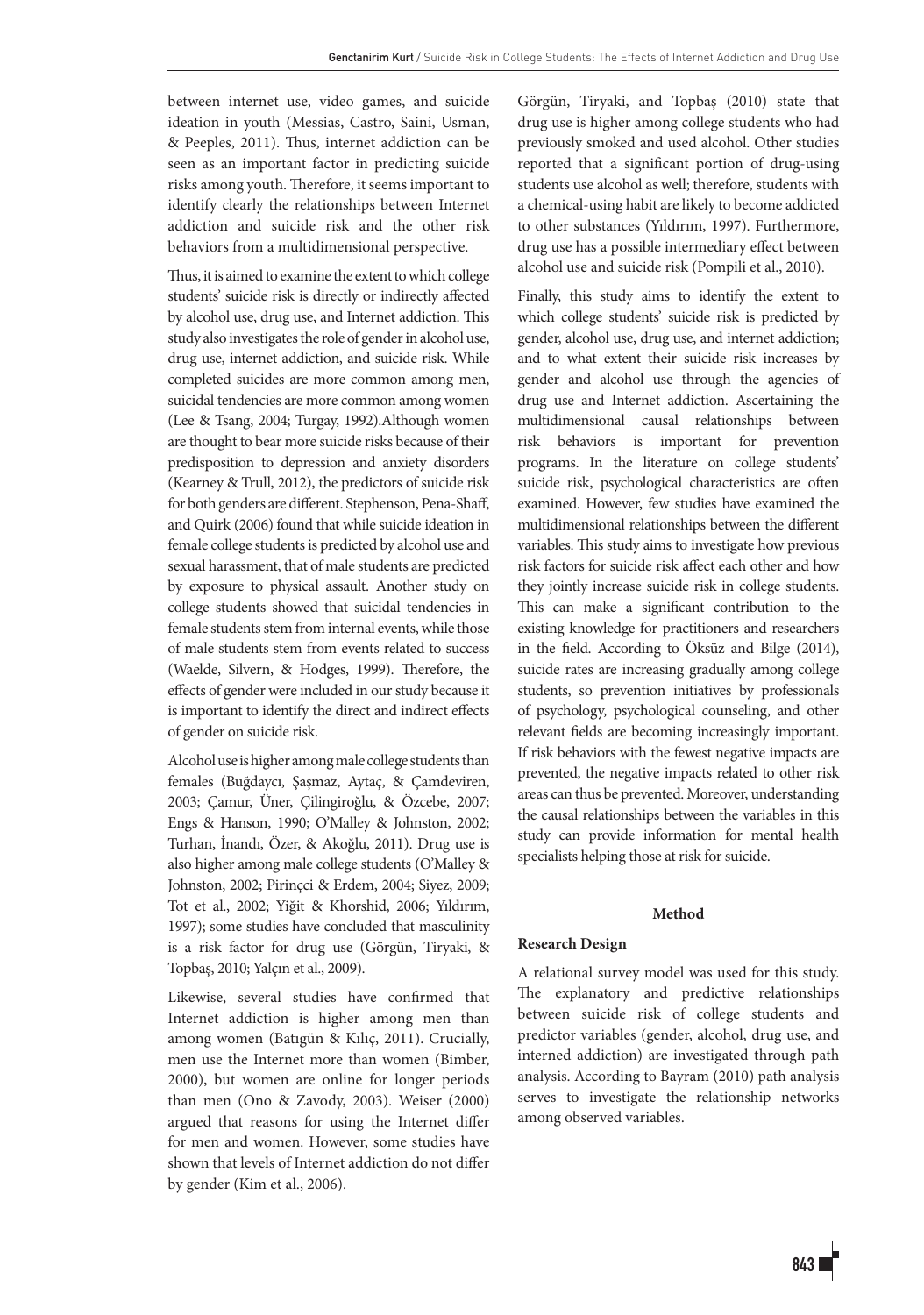between internet use, video games, and suicide ideation in youth (Messias, Castro, Saini, Usman, & Peeples, 2011). Thus, internet addiction can be seen as an important factor in predicting suicide risks among youth. Therefore, it seems important to identify clearly the relationships between Internet addiction and suicide risk and the other risk behaviors from a multidimensional perspective.

Thus, it is aimed to examine the extent to which college students' suicide risk is directly or indirectly affected by alcohol use, drug use, and Internet addiction. This study also investigates the role of gender in alcohol use, drug use, internet addiction, and suicide risk. While completed suicides are more common among men, suicidal tendencies are more common among women (Lee & Tsang, 2004; Turgay, 1992).Although women are thought to bear more suicide risks because of their predisposition to depression and anxiety disorders (Kearney & Trull, 2012), the predictors of suicide risk for both genders are different. Stephenson, Pena-Shaff, and Quirk (2006) found that while suicide ideation in female college students is predicted by alcohol use and sexual harassment, that of male students are predicted by exposure to physical assault. Another study on college students showed that suicidal tendencies in female students stem from internal events, while those of male students stem from events related to success (Waelde, Silvern, & Hodges, 1999). Therefore, the effects of gender were included in our study because it is important to identify the direct and indirect effects of gender on suicide risk.

Alcohol use is higher among male college students than females (Buğdaycı, Şaşmaz, Aytaç, & Çamdeviren, 2003; Çamur, Üner, Çilingiroğlu, & Özcebe, 2007; Engs & Hanson, 1990; O'Malley & Johnston, 2002; Turhan, İnandı, Özer, & Akoğlu, 2011). Drug use is also higher among male college students (O'Malley & Johnston, 2002; Pirinçci & Erdem, 2004; Siyez, 2009; Tot et al., 2002; Yiğit & Khorshid, 2006; Yıldırım, 1997); some studies have concluded that masculinity is a risk factor for drug use (Görgün, Tiryaki, & Topbaş, 2010; Yalçın et al., 2009).

Likewise, several studies have confirmed that Internet addiction is higher among men than among women (Batıgün & Kılıç, 2011). Crucially, men use the Internet more than women (Bimber, 2000), but women are online for longer periods than men (Ono & Zavody, 2003). Weiser (2000) argued that reasons for using the Internet differ for men and women. However, some studies have shown that levels of Internet addiction do not differ by gender (Kim et al., 2006).

Görgün, Tiryaki, and Topbaş (2010) state that drug use is higher among college students who had previously smoked and used alcohol. Other studies reported that a significant portion of drug-using students use alcohol as well; therefore, students with a chemical-using habit are likely to become addicted to other substances (Yıldırım, 1997). Furthermore, drug use has a possible intermediary effect between alcohol use and suicide risk (Pompili et al., 2010).

Finally, this study aims to identify the extent to which college students' suicide risk is predicted by gender, alcohol use, drug use, and internet addiction; and to what extent their suicide risk increases by gender and alcohol use through the agencies of drug use and Internet addiction. Ascertaining the multidimensional causal relationships between risk behaviors is important for prevention programs. In the literature on college students' suicide risk, psychological characteristics are often examined. However, few studies have examined the multidimensional relationships between the different variables. This study aims to investigate how previous risk factors for suicide risk affect each other and how they jointly increase suicide risk in college students. This can make a significant contribution to the existing knowledge for practitioners and researchers in the field. According to Öksüz and Bilge (2014), suicide rates are increasing gradually among college students, so prevention initiatives by professionals of psychology, psychological counseling, and other relevant fields are becoming increasingly important. If risk behaviors with the fewest negative impacts are prevented, the negative impacts related to other risk areas can thus be prevented. Moreover, understanding the causal relationships between the variables in this study can provide information for mental health specialists helping those at risk for suicide.

## Method

### Research Design

A relational survey model was used for this study. The explanatory and predictive relationships between suicide risk of college students and predictor variables (gender, alcohol, drug use, and interned addiction) are investigated through path analysis. According to Bayram (2010) path analysis serves to investigate the relationship networks among observed variables.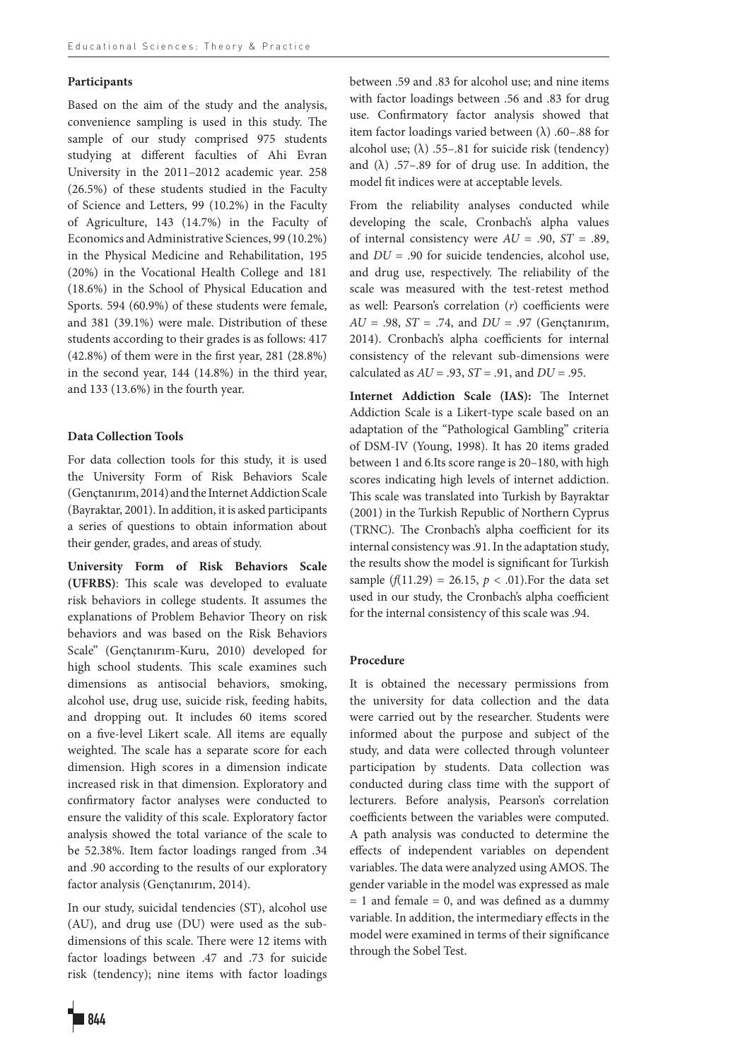### Participants

Based on the aim of the study and the analysis, convenience sampling is used in this study. The sample of our study comprised 975 students studying at different faculties of Ahi Evran University in the 2011–2012 academic year. 258 (26.5%) of these students studied in the Faculty of Science and Letters, 99 (10.2%) in the Faculty of Agriculture, 143 (14.7%) in the Faculty of Economics and Administrative Sciences, 99 (10.2%) in the Physical Medicine and Rehabilitation, 195 (20%) in the Vocational Health College and 181 (18.6%) in the School of Physical Education and Sports. 594 (60.9%) of these students were female, and 381 (39.1%) were male. Distribution of these students according to their grades is as follows: 417 (42.8%) of them were in the first year, 281 (28.8%) in the second year, 144 (14.8%) in the third year, and 133 (13.6%) in the fourth year.

### Data Collection Tools

For data collection tools for this study, it is used the University Form of Risk Behaviors Scale (Gençtanırım, 2014) and the Internet Addiction Scale (Bayraktar, 2001). In addition, it is asked participants a series of questions to obtain information about their gender, grades, and areas of study.

**University Form of Risk Behaviors Scale (UFRBS)**: This scale was developed to evaluate risk behaviors in college students. It assumes the explanations of Problem Behavior Theory on risk behaviors and was based on the Risk Behaviors Scale" (Gençtanırım-Kuru, 2010) developed for high school students. This scale examines such dimensions as antisocial behaviors, smoking, alcohol use, drug use, suicide risk, feeding habits, and dropping out. It includes 60 items scored on a five-level Likert scale. All items are equally weighted. The scale has a separate score for each dimension. High scores in a dimension indicate increased risk in that dimension. Exploratory and confirmatory factor analyses were conducted to ensure the validity of this scale. Exploratory factor analysis showed the total variance of the scale to be 52.38%. Item factor loadings ranged from .34 and .90 according to the results of our exploratory factor analysis (Gençtanırım, 2014).

In our study, suicidal tendencies (ST), alcohol use (AU), and drug use (DU) were used as the sub-dimensions of this scale. There were 12 items with factor loadings between .47 and .73 for suicide risk (tendency); nine items with factor loadings between .59 and .83 for alcohol use; and nine items with factor loadings between .56 and .83 for drug use. Confirmatory factor analysis showed that item factor loadings varied between ($\lambda$) .60–.88 for alcohol use; ($\lambda$) .55–.81 for suicide risk (tendency) and ($\lambda$) .57–.89 for of drug use. In addition, the model fit indices were at acceptable levels.

From the reliability analyses conducted while developing the scale, Cronbach's alpha values of internal consistency were $AU$ = .90, $ST$ = .89, and $DU$ = .90 for suicide tendencies, alcohol use, and drug use, respectively. The reliability of the scale was measured with the test-retest method as well: Pearson's correlation ($r$) coefficients were $AU$ = .98, $ST$ = .74, and $DU$ = .97 (Gençtanırım, 2014). Cronbach's alpha coefficients for internal consistency of the relevant sub-dimensions were calculated as $AU$ = .93, $ST$ = .91, and $DU$ = .95.

**Internet Addiction Scale (IAS):** The Internet Addiction Scale is a Likert-type scale based on an adaptation of the "Pathological Gambling" criteria of DSM-IV (Young, 1998). It has 20 items graded between 1 and 6.Its score range is 20–180, with high scores indicating high levels of internet addiction. This scale was translated into Turkish by Bayraktar (2001) in the Turkish Republic of Northern Cyprus (TRNC). The Cronbach's alpha coefficient for its internal consistency was .91. In the adaptation study, the results show the model is significant for Turkish sample ($f(11.29) = 26.15$, $p < .01$).For the data set used in our study, the Cronbach's alpha coefficient for the internal consistency of this scale was .94.

### Procedure

It is obtained the necessary permissions from the university for data collection and the data were carried out by the researcher. Students were informed about the purpose and subject of the study, and data were collected through volunteer participation by students. Data collection was conducted during class time with the support of lecturers. Before analysis, Pearson's correlation coefficients between the variables were computed. A path analysis was conducted to determine the effects of independent variables on dependent variables. The data were analyzed using AMOS. The gender variable in the model was expressed as male = 1 and female = 0, and was defined as a dummy variable. In addition, the intermediary effects in the model were examined in terms of their significance through the Sobel Test.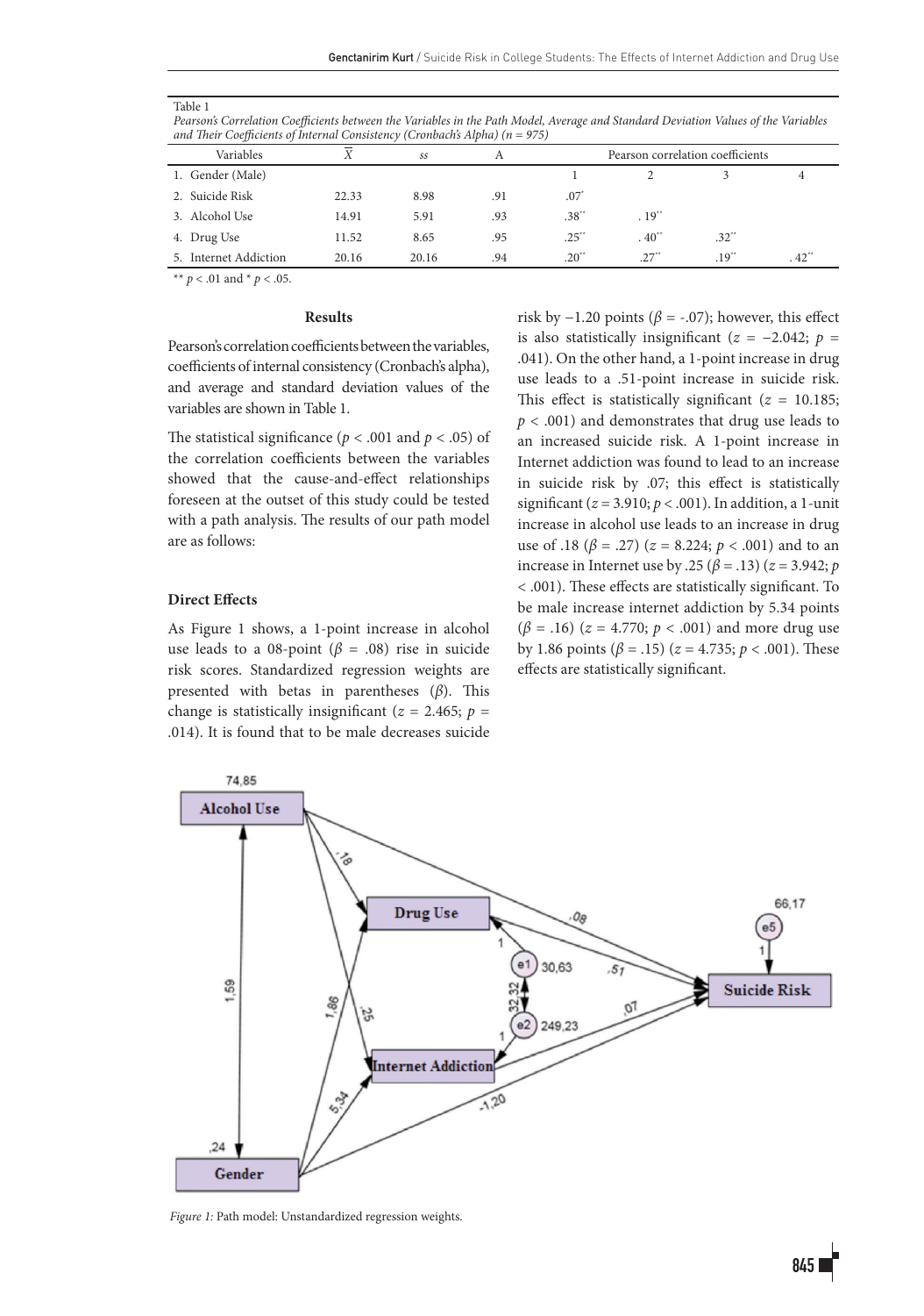Table 1
*Pearson's Correlation Coefficients between the Variables in the Path Model, Average and Standard Deviation Values of the Variables and Their Coefficients of Internal Consistency (Cronbach's Alpha) (n = 975)*

| Variables | $\bar{X}$ | *ss* | A | Pearson correlation coefficients | | | |
|---|---|---|---|---|---|---|---|
| | | | | 1 | 2 | 3 | 4 |
| 1. Gender (Male) | | | | | | | |
| 2. Suicide Risk | 22.33 | 8.98 | .91 | .07* | | | |
| 3. Alcohol Use | 14.91 | 5.91 | .93 | .38** | . 19** | | |
| 4. Drug Use | 11.52 | 8.65 | .95 | .25** | . 40** | .32** | |
| 5. Internet Addiction | 20.16 | 20.16 | .94 | .20** | .27** | .19** | . 42** |

** $p < .01$ and * $p < .05$.

## Results

Pearson's correlation coefficients between the variables, coefficients of internal consistency (Cronbach's alpha), and average and standard deviation values of the variables are shown in Table 1.

The statistical significance ($p < .001$ and $p < .05$) of the correlation coefficients between the variables showed that the cause-and-effect relationships foreseen at the outset of this study could be tested with a path analysis. The results of our path model are as follows:

### Direct Effects

As Figure 1 shows, a 1-point increase in alcohol use leads to a 08-point ($\beta$ = .08) rise in suicide risk scores. Standardized regression weights are presented with betas in parentheses ($\beta$). This change is statistically insignificant ($z$ = 2.465; $p$ = .014). It is found that to be male decreases suicide risk by −1.20 points ($\beta$ = -.07); however, this effect is also statistically insignificant ($z$ = −2.042; $p$ = .041). On the other hand, a 1-point increase in drug use leads to a .51-point increase in suicide risk. This effect is statistically significant ($z$ = 10.185; $p < .001$) and demonstrates that drug use leads to an increased suicide risk. A 1-point increase in Internet addiction was found to lead to an increase in suicide risk by .07; this effect is statistically significant ($z$ = 3.910; $p < .001$). In addition, a 1-unit increase in alcohol use leads to an increase in drug use of .18 ($\beta$ = .27) ($z$ = 8.224; $p < .001$) and to an increase in Internet use by .25 ($\beta$ = .13) ($z$ = 3.942; $p < .001$). These effects are statistically significant. To be male increase internet addiction by 5.34 points ($\beta$ = .16) ($z$ = 4.770; $p < .001$) and more drug use by 1.86 points ($\beta$ = .15) ($z$ = 4.735; $p < .001$). These effects are statistically significant.

*Figure 1:* Path model: Unstandardized regression weights.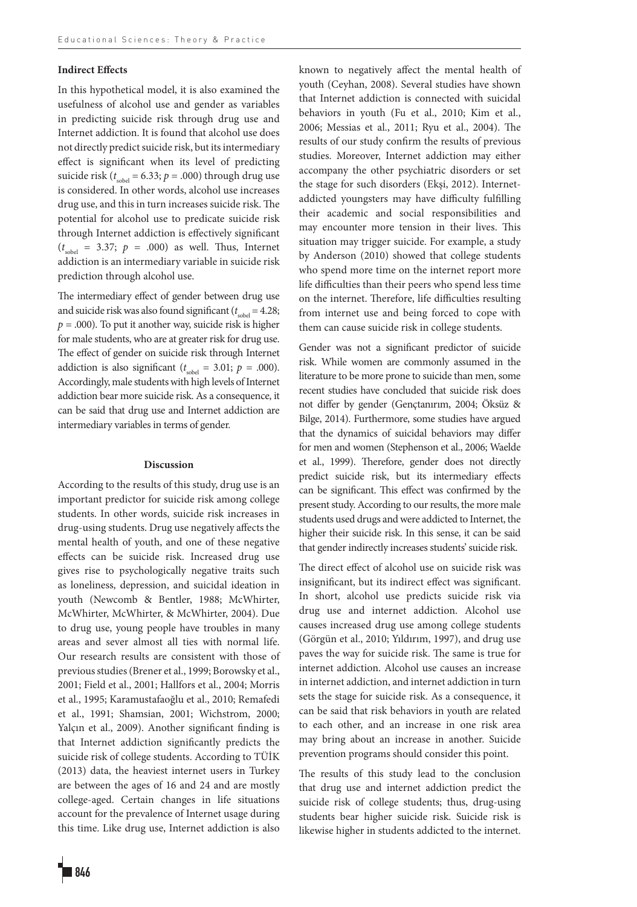**Indirect Effects**

In this hypothetical model, it is also examined the usefulness of alcohol use and gender as variables in predicting suicide risk through drug use and Internet addiction. It is found that alcohol use does not directly predict suicide risk, but its intermediary effect is significant when its level of predicting suicide risk ($t_{sobel}$ = 6.33; $p$ = .000) through drug use is considered. In other words, alcohol use increases drug use, and this in turn increases suicide risk. The potential for alcohol use to predicate suicide risk through Internet addiction is effectively significant ($t_{sobel}$ = 3.37; $p$ = .000) as well. Thus, Internet addiction is an intermediary variable in suicide risk prediction through alcohol use.

The intermediary effect of gender between drug use and suicide risk was also found significant ($t_{sobel}$ = 4.28; $p$ = .000). To put it another way, suicide risk is higher for male students, who are at greater risk for drug use. The effect of gender on suicide risk through Internet addiction is also significant ($t_{sobel}$ = 3.01; $p$ = .000). Accordingly, male students with high levels of Internet addiction bear more suicide risk. As a consequence, it can be said that drug use and Internet addiction are intermediary variables in terms of gender.

## Discussion

According to the results of this study, drug use is an important predictor for suicide risk among college students. In other words, suicide risk increases in drug-using students. Drug use negatively affects the mental health of youth, and one of these negative effects can be suicide risk. Increased drug use gives rise to psychologically negative traits such as loneliness, depression, and suicidal ideation in youth (Newcomb & Bentler, 1988; McWhirter, McWhirter, McWhirter, & McWhirter, 2004). Due to drug use, young people have troubles in many areas and sever almost all ties with normal life. Our research results are consistent with those of previous studies (Brener et al., 1999; Borowsky et al., 2001; Field et al., 2001; Hallfors et al., 2004; Morris et al., 1995; Karamustafaoğlu et al., 2010; Remafedi et al., 1991; Shamsian, 2001; Wichstrom, 2000; Yalçın et al., 2009). Another significant finding is that Internet addiction significantly predicts the suicide risk of college students. According to TÜİK (2013) data, the heaviest internet users in Turkey are between the ages of 16 and 24 and are mostly college-aged. Certain changes in life situations account for the prevalence of Internet usage during this time. Like drug use, Internet addiction is also known to negatively affect the mental health of youth (Ceyhan, 2008). Several studies have shown that Internet addiction is connected with suicidal behaviors in youth (Fu et al., 2010; Kim et al., 2006; Messias et al., 2011; Ryu et al., 2004). The results of our study confirm the results of previous studies. Moreover, Internet addiction may either accompany the other psychiatric disorders or set the stage for such disorders (Ekşi, 2012). Internet-addicted youngsters may have difficulty fulfilling their academic and social responsibilities and may encounter more tension in their lives. This situation may trigger suicide. For example, a study by Anderson (2010) showed that college students who spend more time on the internet report more life difficulties than their peers who spend less time on the internet. Therefore, life difficulties resulting from internet use and being forced to cope with them can cause suicide risk in college students.

Gender was not a significant predictor of suicide risk. While women are commonly assumed in the literature to be more prone to suicide than men, some recent studies have concluded that suicide risk does not differ by gender (Gençtanırım, 2004; Öksüz & Bilge, 2014). Furthermore, some studies have argued that the dynamics of suicidal behaviors may differ for men and women (Stephenson et al., 2006; Waelde et al., 1999). Therefore, gender does not directly predict suicide risk, but its intermediary effects can be significant. This effect was confirmed by the present study. According to our results, the more male students used drugs and were addicted to Internet, the higher their suicide risk. In this sense, it can be said that gender indirectly increases students' suicide risk.

The direct effect of alcohol use on suicide risk was insignificant, but its indirect effect was significant. In short, alcohol use predicts suicide risk via drug use and internet addiction. Alcohol use causes increased drug use among college students (Görgün et al., 2010; Yıldırım, 1997), and drug use paves the way for suicide risk. The same is true for internet addiction. Alcohol use causes an increase in internet addiction, and internet addiction in turn sets the stage for suicide risk. As a consequence, it can be said that risk behaviors in youth are related to each other, and an increase in one risk area may bring about an increase in another. Suicide prevention programs should consider this point.

The results of this study lead to the conclusion that drug use and internet addiction predict the suicide risk of college students; thus, drug-using students bear higher suicide risk. Suicide risk is likewise higher in students addicted to the internet.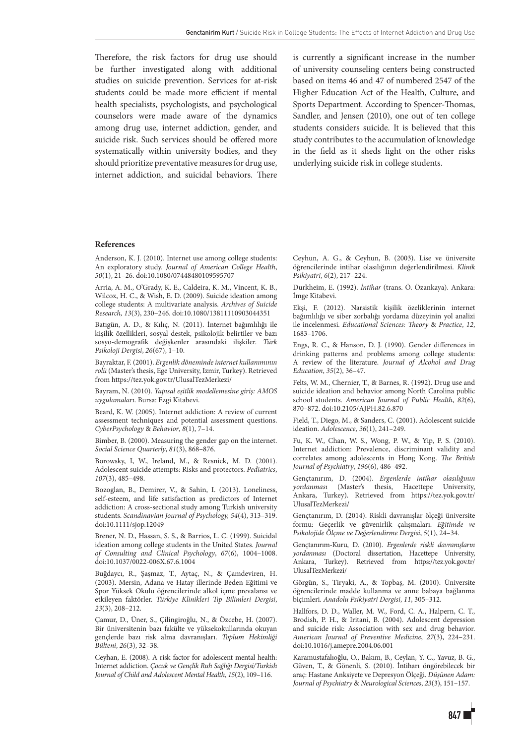Therefore, the risk factors for drug use should be further investigated along with additional studies on suicide prevention. Services for at-risk students could be made more efficient if mental health specialists, psychologists, and psychological counselors were made aware of the dynamics among drug use, internet addiction, gender, and suicide risk. Such services should be offered more systematically within university bodies, and they should prioritize preventative measures for drug use, internet addiction, and suicidal behaviors. There is currently a significant increase in the number of university counseling centers being constructed based on items 46 and 47 of numbered 2547 of the Higher Education Act of the Health, Culture, and Sports Department. According to Spencer-Thomas, Sandler, and Jensen (2010), one out of ten college students considers suicide. It is believed that this study contributes to the accumulation of knowledge in the field as it sheds light on the other risks underlying suicide risk in college students.

## References

Anderson, K. J. (2010). Internet use among college students: An exploratory study. *Journal of American College Health*, *50*(1), 21–26. doi:10.1080/07448480109595707

Arria, A. M., O'Grady, K. E., Caldeira, K. M., Vincent, K. B., Wilcox, H. C., & Wish, E. D. (2009). Suicide ideation among college students: A multivariate analysis. *Archives of Suicide Research, 13*(3), 230–246. doi:10.1080/13811110903044351

Batıgün, A. D., & Kılıç, N. (2011). İnternet bağımlılığı ile kişilik özellikleri, sosyal destek, psikolojik belirtiler ve bazı sosyo-demografik değişkenler arasındaki ilişkiler. *Türk Psikoloji Dergisi*, *26*(67), 1–10.

Bayraktar, F. (2001). *Ergenlik döneminde internet kullanımının rolü* (Master's thesis, Ege University, Izmir, Turkey). Retrieved from https://tez.yok.gov.tr/UlusalTezMerkezi/

Bayram, N. (2010). *Yapısal eşitlik modellemesine giriş: AMOS uygulamaları*. Bursa: Ezgi Kitabevi.

Beard, K. W. (2005). Internet addiction: A review of current assessment techniques and potential assessment questions. *CyberPsychology & Behavior*, *8*(1), 7–14.

Bimber, B. (2000). Measuring the gender gap on the internet. *Social Science Quarterly*, *81*(3), 868–876.

Borowsky, I, W., Ireland, M., & Resnick, M. D. (2001). Adolescent suicide attempts: Risks and protectors. *Pediatrics*, *107*(3), 485–498.

Bozoglan, B., Demirer, V., & Sahin, I. (2013). Loneliness, self-esteem, and life satisfaction as predictors of Internet addiction: A cross-sectional study among Turkish university students. *Scandinavian Journal of Psychology, 54*(4), 313–319. doi:10.1111/sjop.12049

Brener, N. D., Hassan, S. S., & Barrios, L. C. (1999). Suicidal ideation among college students in the United States. *Journal of Consulting and Clinical Psychology*, *67*(6), 1004–1008. doi:10.1037/0022-006X.67.6.1004

Buğdaycı, R., Şaşmaz, T., Aytaç, N., & Çamdeviren, H. (2003). Mersin, Adana ve Hatay illerinde Beden Eğitimi ve Spor Yüksek Okulu öğrencilerinde alkol içme prevalansı ve etkileyen faktörler. *Türkiye Klinikleri Tıp Bilimleri Dergisi*, *23*(3), 208–212.

Çamur, D., Üner, S., Çilingiroğlu, N., & Özcebe, H. (2007). Bir üniversitenin bazı fakülte ve yüksekokullarında okuyan gençlerde bazı risk alma davranışları. *Toplum Hekimliği Bülteni*, *26*(3), 32–38.

Ceyhan, E. (2008). A risk factor for adolescent mental health: Internet addiction. *Çocuk ve Gençlik Ruh Sağlığı Dergisi/Turkish Journal of Child and Adolescent Mental Health*, *15*(2), 109–116.

Ceyhun, A. G., & Ceyhun, B. (2003). Lise ve üniversite öğrencilerinde intihar olasılığının değerlendirilmesi. *Klinik Psikiyatri*, *6*(2), 217–224.

Durkheim, E. (1992). *İntihar* (trans. Ö. Özankaya). Ankara: İmge Kitabevi.

Ekşi, F. (2012). Narsistik kişilik özelliklerinin internet bağımlılığı ve siber zorbalığı yordama düzeyinin yol analizi ile incelenmesi. *Educational Sciences: Theory & Practice*, *12*, 1683–1706.

Engs, R. C., & Hanson, D. J. (1990). Gender differences in drinking patterns and problems among college students: A review of the literature. *Journal of Alcohol and Drug Education*, *35*(2), 36–47.

Felts, W. M., Chernier, T., & Barnes, R. (1992). Drug use and suicide ideation and behavior among North Carolina public school students. *American Journal of Public Health*, *82*(6), 870–872. doi:10.2105/AJPH.82.6.870

Field, T., Diego, M., & Sanders, C. (2001). Adolescent suicide ideation. *Adolescence, 36*(1), 241–249.

Fu, K. W., Chan, W. S., Wong, P. W., & Yip, P. S. (2010). Internet addiction: Prevalence, discriminant validity and correlates among adolescents in Hong Kong. *The British Journal of Psychiatry*, *196*(6), 486–492.

Gençtanırım, D. (2004). *Ergenlerde intihar olasılığının yordanması* (Master's thesis, Hacettepe University, Ankara, Turkey). Retrieved from https://tez.yok.gov.tr/UlusalTezMerkezi/

Gençtanırım, D. (2014). Riskli davranışlar ölçeği üniversite formu: Geçerlik ve güvenirlik çalışmaları. *Eğitimde ve Psikolojide Ölçme ve Değerlendirme Dergisi*, *5*(1), 24–34.

Gençtanırım-Kuru, D. (2010). *Ergenlerde riskli davranışların yordanması* (Doctoral dissertation, Hacettepe University, Ankara, Turkey). Retrieved from https://tez.yok.gov.tr/UlusalTezMerkezi/

Görgün, S., Tiryaki, A., & Topbaş, M. (2010). Üniversite öğrencilerinde madde kullanma ve anne babaya bağlanma biçimleri. *Anadolu Psikiyatri Dergisi*, *11*, 305–312.

Hallfors, D. D., Waller, M. W., Ford, C. A., Halpern, C. T., Brodish, P. H., & Iritani, B. (2004). Adolescent depression and suicide risk: Association with sex and drug behavior. *American Journal of Preventive Medicine*, *27*(3), 224–231. doi:10.1016/j.amepre.2004.06.001

Karamustafalıoğlu, O., Bakım, B., Ceylan, Y. C., Yavuz, B. G., Güven, T., & Gönenli, S. (2010). İntiharı öngörebilecek bir araç: Hastane Anksiyete ve Depresyon Ölçeği. *Düşünen Adam: Journal of Psychiatry & Neurological Sciences*, *23*(3), 151–157.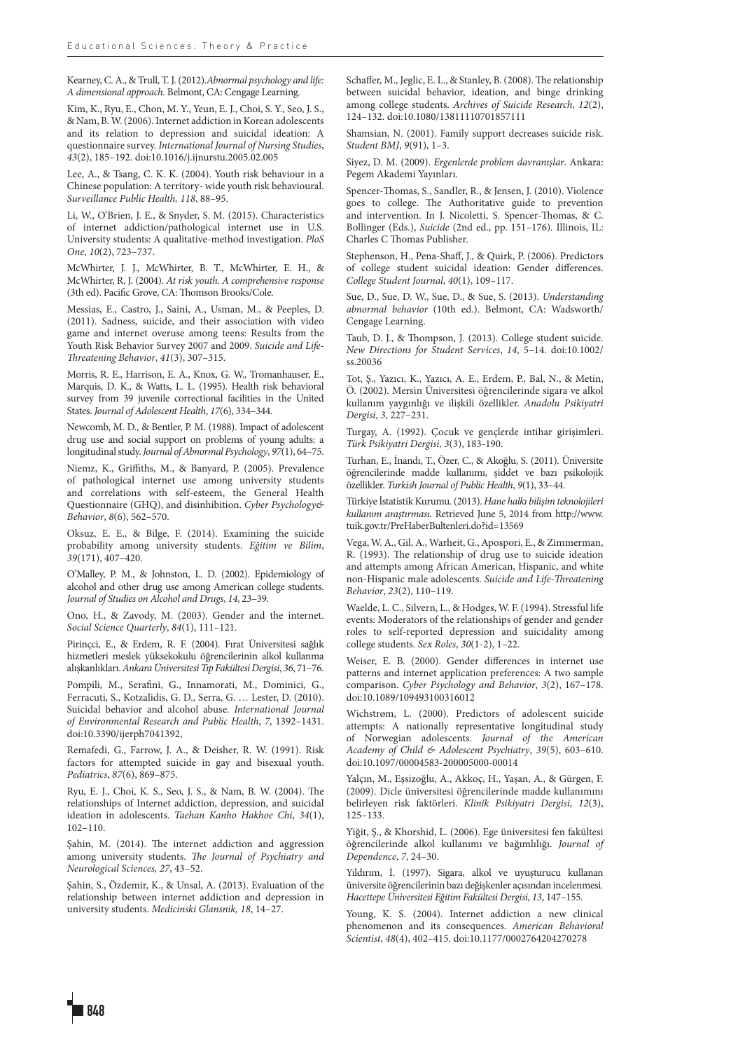Kearney, C. A., & Trull, T. J. (2012). *Abnormal psychology and life: A dimensional approach*. Belmont, CA: Cengage Learning.

Kim, K., Ryu, E., Chon, M. Y., Yeun, E. J., Choi, S. Y., Seo, J. S., & Nam, B. W. (2006). Internet addiction in Korean adolescents and its relation to depression and suicidal ideation: A questionnaire survey. *International Journal of Nursing Studies*, *43*(2), 185–192. doi:10.1016/j.ijnurstu.2005.02.005

Lee, A., & Tsang, C. K. K. (2004). Youth risk behaviour in a Chinese population: A territory- wide youth risk behavioural. *Surveillance Public Health, 118*, 88–95.

Li, W., O'Brien, J. E., & Snyder, S. M. (2015). Characteristics of internet addiction/pathological internet use in U.S. University students: A qualitative-method investigation. *PloS One*, *10*(2), 723–737.

McWhirter, J. J., McWhirter, B. T., McWhirter, E. H., & McWhirter, R. J. (2004). *At risk youth. A comprehensive response* (3th ed). Pacific Grove, CA: Thomson Brooks/Cole.

Messias, E., Castro, J., Saini, A., Usman, M., & Peeples, D. (2011). Sadness, suicide, and their association with video game and internet overuse among teens: Results from the Youth Risk Behavior Survey 2007 and 2009. *Suicide and Life-Threatening Behavior*, *41*(3), 307–315.

Morris, R. E., Harrison, E. A., Knox, G. W., Tromanhauser, E., Marquis, D. K., & Watts, L. L. (1995). Health risk behavioral survey from 39 juvenile correctional facilities in the United States. *Journal of Adolescent Health*, *17*(6), 334–344.

Newcomb, M. D., & Bentler, P. M. (1988). Impact of adolescent drug use and social support on problems of young adults: a longitudinal study. *Journal of Abnormal Psychology*, *97*(1), 64–75.

Niemz, K., Griffiths, M., & Banyard, P. (2005). Prevalence of pathological internet use among university students and correlations with self-esteem, the General Health Questionnaire (GHQ), and disinhibition. *Cyber Psychology& Behavior*, *8*(6), 562–570.

Oksuz, E. E., & Bilge, F. (2014). Examining the suicide probability among university students. *Eğitim ve Bilim*, *39*(171), 407–420.

O'Malley, P. M., & Johnston, L. D. (2002). Epidemiology of alcohol and other drug use among American college students. *Journal of Studies on Alcohol and Drugs*, *14*, 23–39.

Ono, H., & Zavody, M. (2003). Gender and the internet. *Social Science Quarterly*, *84*(1), 111–121.

Pirinçci, E., & Erdem, R. F. (2004). Fırat Üniversitesi sağlık hizmetleri meslek yüksekokulu öğrencilerinin alkol kullanma alışkanlıkları. *Ankara Üniversitesi Tıp Fakültesi Dergisi*, *36*, 71–76.

Pompili, M., Serafini, G., Innamorati, M., Dominici, G., Ferracuti, S., Kotzalidis, G. D., Serra, G. … Lester, D. (2010). Suicidal behavior and alcohol abuse. *International Journal of Environmental Research and Public Health*, *7*, 1392–1431. doi:10.3390/ijerph7041392,

Remafedi, G., Farrow, J. A., & Deisher, R. W. (1991). Risk factors for attempted suicide in gay and bisexual youth. *Pediatrics*, *87*(6), 869–875.

Ryu, E. J., Choi, K. S., Seo, J. S., & Nam, B. W. (2004). The relationships of Internet addiction, depression, and suicidal ideation in adolescents. *Taehan Kanho Hakhoe Chi*, *34*(1), 102–110.

Şahin, M. (2014). The internet addiction and aggression among university students. *The Journal of Psychiatry and Neurological Sciences, 27*, 43–52.

Şahin, S., Özdemir, K., & Unsal, A. (2013). Evaluation of the relationship between internet addiction and depression in university students. *Medicinski Glansnik, 18*, 14–27.

Schaffer, M., Jeglic, E. L., & Stanley, B. (2008). The relationship between suicidal behavior, ideation, and binge drinking among college students. *Archives of Suicide Research*, *12*(2), 124–132. doi:10.1080/13811110701857111

Shamsian, N. (2001). Family support decreases suicide risk. *Student BMJ*, *9*(91), 1–3.

Siyez, D. M. (2009). *Ergenlerde problem davranışlar*. Ankara: Pegem Akademi Yayınları.

Spencer-Thomas, S., Sandler, R., & Jensen, J. (2010). Violence goes to college. The Authoritative guide to prevention and intervention. In J. Nicoletti, S. Spencer-Thomas, & C. Bollinger (Eds.), *Suicide* (2nd ed., pp. 151–176). Illinois, IL: Charles C Thomas Publisher.

Stephenson, H., Pena-Shaff, J., & Quirk, P. (2006). Predictors of college student suicidal ideation: Gender differences. *College Student Journal*, *40*(1), 109–117.

Sue, D., Sue, D. W., Sue, D., & Sue, S. (2013). *Understanding abnormal behavior* (10th ed.). Belmont, CA: Wadsworth/ Cengage Learning.

Taub, D. J., & Thompson, J. (2013). College student suicide. *New Directions for Student Services*, *14*, 5–14. doi:10.1002/ ss.20036

Tot, Ş., Yazıcı, K., Yazıcı, A. E., Erdem, P., Bal, N., & Metin, Ö. (2002). Mersin Üniversitesi öğrencilerinde sigara ve alkol kullanım yaygınlığı ve ilişkili özellikler. *Anadolu Psikiyatri Dergisi*, *3*, 227–231.

Turgay, A. (1992). Çocuk ve gençlerde intihar girişimleri. *Türk Psikiyatri Dergisi, 3*(3), 183-190.

Turhan, E., İnandı, T., Özer, C., & Akoğlu, S. (2011). Üniversite öğrencilerinde madde kullanımı, şiddet ve bazı psikolojik özellikler. *Turkish Journal of Public Health*, *9*(1), 33–44.

Türkiye İstatistik Kurumu. (2013). *Hane halkı bilişim teknolojileri kullanım araştırması*. Retrieved June 5, 2014 from http://www.tuik.gov.tr/PreHaberBultenleri.do?id=13569

Vega, W. A., Gil, A., Warheit, G., Apospori, E., & Zimmerman, R. (1993). The relationship of drug use to suicide ideation and attempts among African American, Hispanic, and white non-Hispanic male adolescents. *Suicide and Life-Threatening Behavior*, *23*(2), 110–119.

Waelde, L. C., Silvern, L., & Hodges, W. F. (1994). Stressful life events: Moderators of the relationships of gender and gender roles to self-reported depression and suicidality among college students. *Sex Roles*, *30*(1-2), 1–22.

Weiser, E. B. (2000). Gender differences in internet use patterns and internet application preferences: A two sample comparison. *Cyber Psychology and Behavior*, *3*(2), 167–178. doi:10.1089/109493100316012

Wichstrøm, L. (2000). Predictors of adolescent suicide attempts: A nationally representative longitudinal study of Norwegian adolescents. *Journal of the American Academy of Child & Adolescent Psychiatry*, *39*(5), 603–610. doi:10.1097/00004583-200005000-00014

Yalçın, M., Eşsizoğlu, A., Akkoç, H., Yaşan, A., & Gürgen, F. (2009). Dicle üniversitesi öğrencilerinde madde kullanımını belirleyen risk faktörleri. *Klinik Psikiyatri Dergisi*, *12*(3), 125–133.

Yiğit, Ş., & Khorshid, L. (2006). Ege üniversitesi fen fakültesi öğrencilerinde alkol kullanımı ve bağımlılığı. *Journal of Dependence*, *7*, 24–30.

Yıldırım, İ. (1997). Sigara, alkol ve uyuşturucu kullanan üniversite öğrencilerinin bazı değişkenler açısından incelenmesi. *Hacettepe Üniversitesi Eğitim Fakültesi Dergisi, 13*, 147–155.

Young, K. S. (2004). Internet addiction a new clinical phenomenon and its consequences. *American Behavioral Scientist*, *48*(4), 402–415. doi:10.1177/0002764204270278